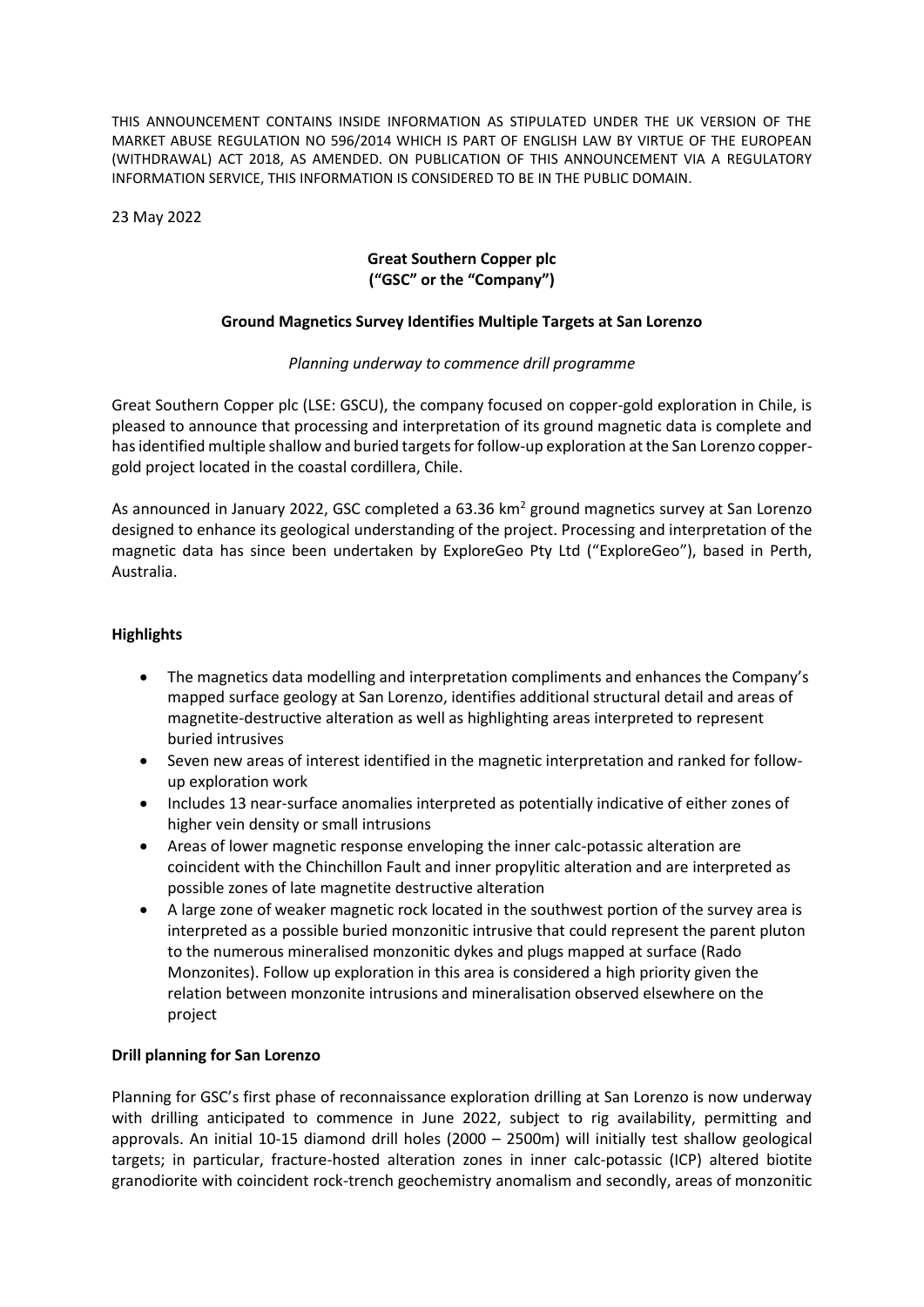THIS ANNOUNCEMENT CONTAINS INSIDE INFORMATION AS STIPULATED UNDER THE UK VERSION OF THE MARKET ABUSE REGULATION NO 596/2014 WHICH IS PART OF ENGLISH LAW BY VIRTUE OF THE EUROPEAN (WITHDRAWAL) ACT 2018, AS AMENDED. ON PUBLICATION OF THIS ANNOUNCEMENT VIA A REGULATORY INFORMATION SERVICE, THIS INFORMATION IS CONSIDERED TO BE IN THE PUBLIC DOMAIN.

23 May 2022

**Great Southern Copper plc**
**("GSC" or the "Company")**

**Ground Magnetics Survey Identifies Multiple Targets at San Lorenzo**

*Planning underway to commence drill programme*

Great Southern Copper plc (LSE: GSCU), the company focused on copper-gold exploration in Chile, is pleased to announce that processing and interpretation of its ground magnetic data is complete and has identified multiple shallow and buried targets for follow-up exploration at the San Lorenzo copper-gold project located in the coastal cordillera, Chile.

As announced in January 2022, GSC completed a 63.36 km$^2$ ground magnetics survey at San Lorenzo designed to enhance its geological understanding of the project. Processing and interpretation of the magnetic data has since been undertaken by ExploreGeo Pty Ltd ("ExploreGeo"), based in Perth, Australia.

## Highlights

- The magnetics data modelling and interpretation compliments and enhances the Company's mapped surface geology at San Lorenzo, identifies additional structural detail and areas of magnetite-destructive alteration as well as highlighting areas interpreted to represent buried intrusives
- Seven new areas of interest identified in the magnetic interpretation and ranked for follow-up exploration work
- Includes 13 near-surface anomalies interpreted as potentially indicative of either zones of higher vein density or small intrusions
- Areas of lower magnetic response enveloping the inner calc-potassic alteration are coincident with the Chinchillon Fault and inner propylitic alteration and are interpreted as possible zones of late magnetite destructive alteration
- A large zone of weaker magnetic rock located in the southwest portion of the survey area is interpreted as a possible buried monzonitic intrusive that could represent the parent pluton to the numerous mineralised monzonitic dykes and plugs mapped at surface (Rado Monzonites). Follow up exploration in this area is considered a high priority given the relation between monzonite intrusions and mineralisation observed elsewhere on the project

## Drill planning for San Lorenzo

Planning for GSC's first phase of reconnaissance exploration drilling at San Lorenzo is now underway with drilling anticipated to commence in June 2022, subject to rig availability, permitting and approvals. An initial 10-15 diamond drill holes (2000 – 2500m) will initially test shallow geological targets; in particular, fracture-hosted alteration zones in inner calc-potassic (ICP) altered biotite granodiorite with coincident rock-trench geochemistry anomalism and secondly, areas of monzonitic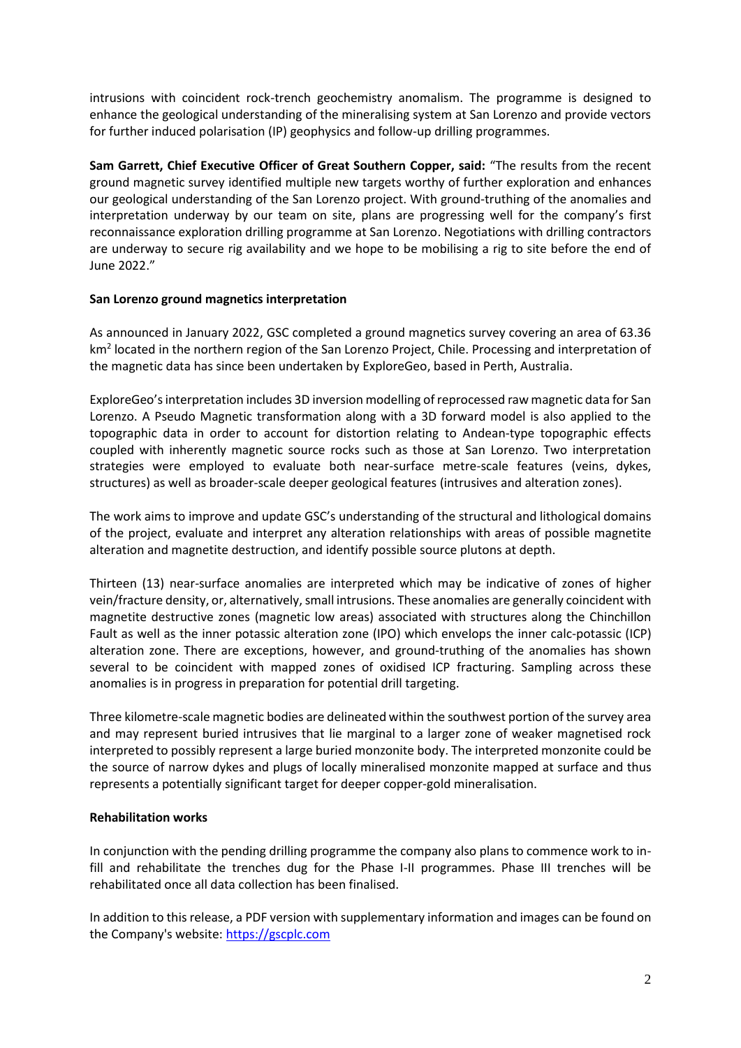intrusions with coincident rock-trench geochemistry anomalism. The programme is designed to enhance the geological understanding of the mineralising system at San Lorenzo and provide vectors for further induced polarisation (IP) geophysics and follow-up drilling programmes.

**Sam Garrett, Chief Executive Officer of Great Southern Copper, said:** "The results from the recent ground magnetic survey identified multiple new targets worthy of further exploration and enhances our geological understanding of the San Lorenzo project. With ground-truthing of the anomalies and interpretation underway by our team on site, plans are progressing well for the company's first reconnaissance exploration drilling programme at San Lorenzo. Negotiations with drilling contractors are underway to secure rig availability and we hope to be mobilising a rig to site before the end of June 2022."

**San Lorenzo ground magnetics interpretation**

As announced in January 2022, GSC completed a ground magnetics survey covering an area of 63.36 km$^2$ located in the northern region of the San Lorenzo Project, Chile. Processing and interpretation of the magnetic data has since been undertaken by ExploreGeo, based in Perth, Australia.

ExploreGeo's interpretation includes 3D inversion modelling of reprocessed raw magnetic data for San Lorenzo. A Pseudo Magnetic transformation along with a 3D forward model is also applied to the topographic data in order to account for distortion relating to Andean-type topographic effects coupled with inherently magnetic source rocks such as those at San Lorenzo. Two interpretation strategies were employed to evaluate both near-surface metre-scale features (veins, dykes, structures) as well as broader-scale deeper geological features (intrusives and alteration zones).

The work aims to improve and update GSC's understanding of the structural and lithological domains of the project, evaluate and interpret any alteration relationships with areas of possible magnetite alteration and magnetite destruction, and identify possible source plutons at depth.

Thirteen (13) near-surface anomalies are interpreted which may be indicative of zones of higher vein/fracture density, or, alternatively, small intrusions. These anomalies are generally coincident with magnetite destructive zones (magnetic low areas) associated with structures along the Chinchillon Fault as well as the inner potassic alteration zone (IPO) which envelops the inner calc-potassic (ICP) alteration zone. There are exceptions, however, and ground-truthing of the anomalies has shown several to be coincident with mapped zones of oxidised ICP fracturing. Sampling across these anomalies is in progress in preparation for potential drill targeting.

Three kilometre-scale magnetic bodies are delineated within the southwest portion of the survey area and may represent buried intrusives that lie marginal to a larger zone of weaker magnetised rock interpreted to possibly represent a large buried monzonite body. The interpreted monzonite could be the source of narrow dykes and plugs of locally mineralised monzonite mapped at surface and thus represents a potentially significant target for deeper copper-gold mineralisation.

**Rehabilitation works**

In conjunction with the pending drilling programme the company also plans to commence work to in-fill and rehabilitate the trenches dug for the Phase I-II programmes. Phase III trenches will be rehabilitated once all data collection has been finalised.

In addition to this release, a PDF version with supplementary information and images can be found on the Company's website: https://gscplc.com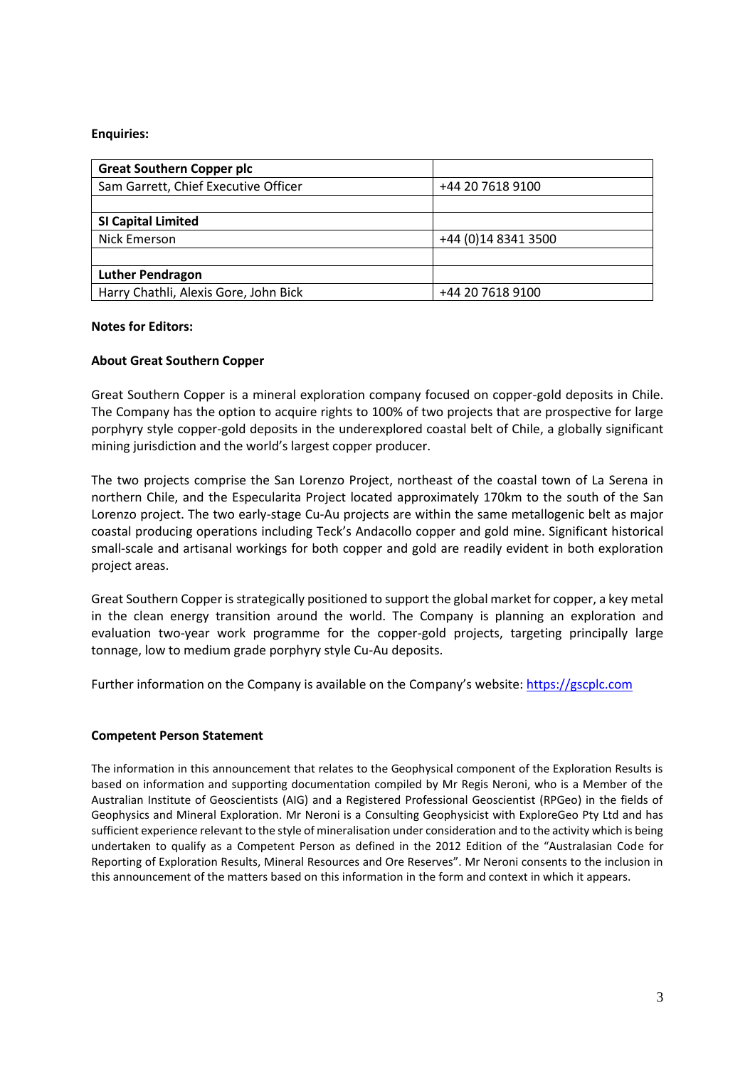**Enquiries:**

| **Great Southern Copper plc** | |
|---|---|
| Sam Garrett, Chief Executive Officer | +44 20 7618 9100 |
| | |
| **SI Capital Limited** | |
| Nick Emerson | +44 (0)14 8341 3500 |
| | |
| **Luther Pendragon** | |
| Harry Chathli, Alexis Gore, John Bick | +44 20 7618 9100 |

**Notes for Editors:**

**About Great Southern Copper**

Great Southern Copper is a mineral exploration company focused on copper-gold deposits in Chile. The Company has the option to acquire rights to 100% of two projects that are prospective for large porphyry style copper-gold deposits in the underexplored coastal belt of Chile, a globally significant mining jurisdiction and the world's largest copper producer.

The two projects comprise the San Lorenzo Project, northeast of the coastal town of La Serena in northern Chile, and the Especularita Project located approximately 170km to the south of the San Lorenzo project. The two early-stage Cu-Au projects are within the same metallogenic belt as major coastal producing operations including Teck's Andacollo copper and gold mine. Significant historical small-scale and artisanal workings for both copper and gold are readily evident in both exploration project areas.

Great Southern Copper is strategically positioned to support the global market for copper, a key metal in the clean energy transition around the world. The Company is planning an exploration and evaluation two-year work programme for the copper-gold projects, targeting principally large tonnage, low to medium grade porphyry style Cu-Au deposits.

Further information on the Company is available on the Company's website: https://gscplc.com

**Competent Person Statement**

The information in this announcement that relates to the Geophysical component of the Exploration Results is based on information and supporting documentation compiled by Mr Regis Neroni, who is a Member of the Australian Institute of Geoscientists (AIG) and a Registered Professional Geoscientist (RPGeo) in the fields of Geophysics and Mineral Exploration. Mr Neroni is a Consulting Geophysicist with ExploreGeo Pty Ltd and has sufficient experience relevant to the style of mineralisation under consideration and to the activity which is being undertaken to qualify as a Competent Person as defined in the 2012 Edition of the "Australasian Code for Reporting of Exploration Results, Mineral Resources and Ore Reserves". Mr Neroni consents to the inclusion in this announcement of the matters based on this information in the form and context in which it appears.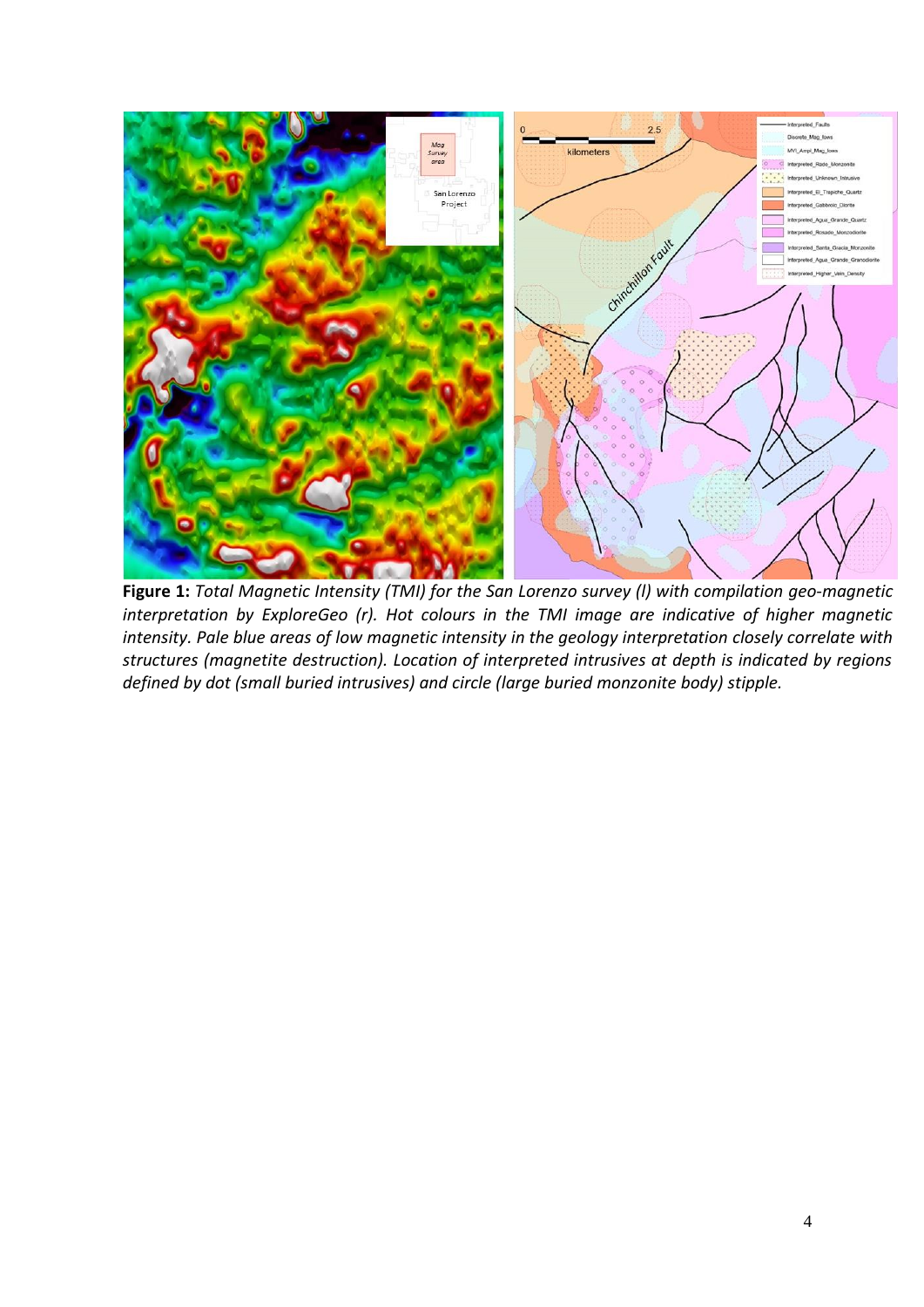**Figure 1:** *Total Magnetic Intensity (TMI) for the San Lorenzo survey (l) with compilation geo-magnetic interpretation by ExploreGeo (r). Hot colours in the TMI image are indicative of higher magnetic intensity. Pale blue areas of low magnetic intensity in the geology interpretation closely correlate with structures (magnetite destruction). Location of interpreted intrusives at depth is indicated by regions defined by dot (small buried intrusives) and circle (large buried monzonite body) stipple.*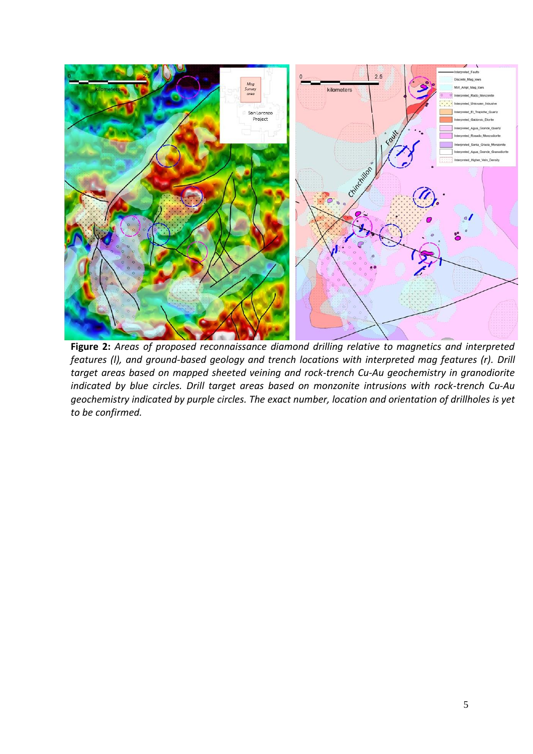**Figure 2:** *Areas of proposed reconnaissance diamond drilling relative to magnetics and interpreted features (l), and ground-based geology and trench locations with interpreted mag features (r). Drill target areas based on mapped sheeted veining and rock-trench Cu-Au geochemistry in granodiorite indicated by blue circles. Drill target areas based on monzonite intrusions with rock-trench Cu-Au geochemistry indicated by purple circles. The exact number, location and orientation of drillholes is yet to be confirmed.*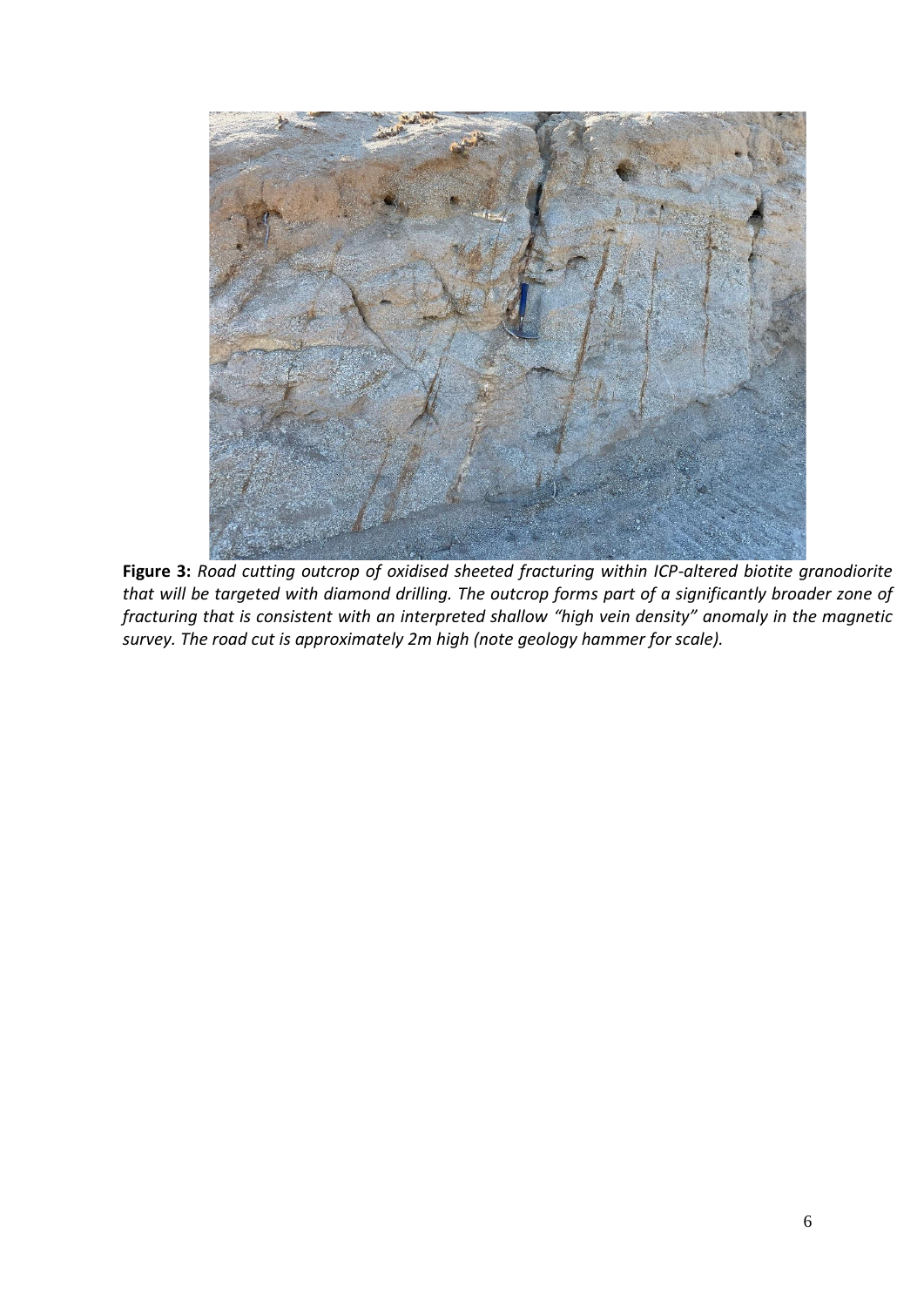**Figure 3:** *Road cutting outcrop of oxidised sheeted fracturing within ICP-altered biotite granodiorite that will be targeted with diamond drilling. The outcrop forms part of a significantly broader zone of fracturing that is consistent with an interpreted shallow "high vein density" anomaly in the magnetic survey. The road cut is approximately 2m high (note geology hammer for scale).*